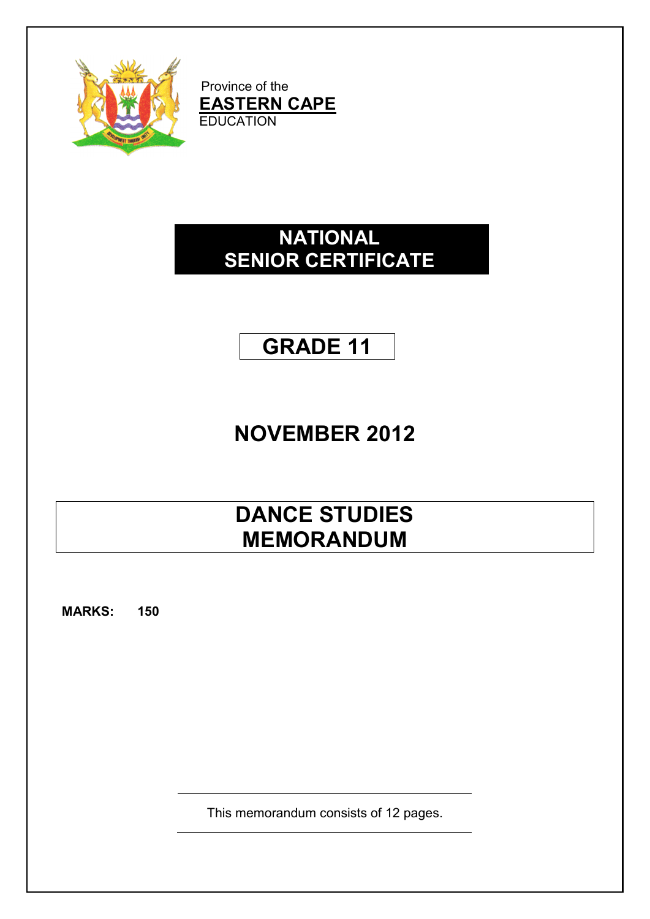Province of the
**EASTERN CAPE**
EDUCATION

# NATIONAL SENIOR CERTIFICATE

# GRADE 11

# NOVEMBER 2012

# DANCE STUDIES MEMORANDUM

**MARKS: 150**

This memorandum consists of 12 pages.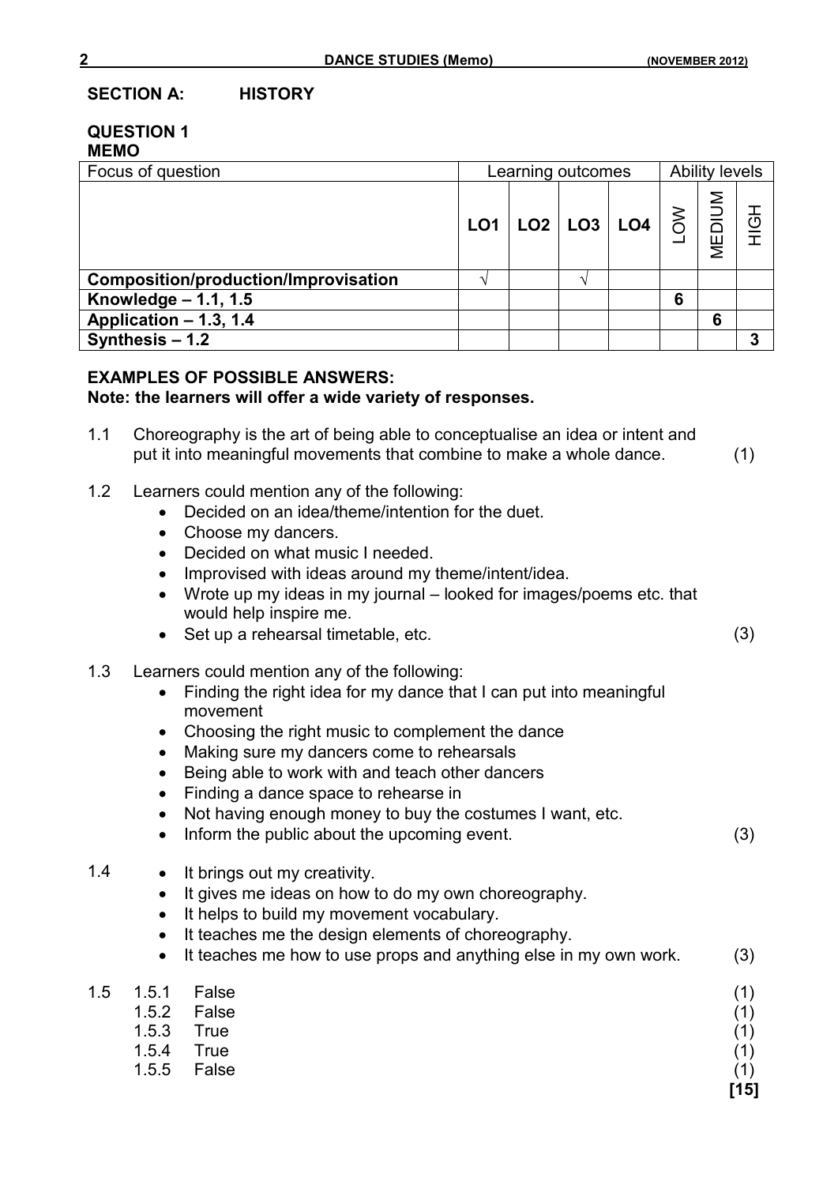## SECTION A: HISTORY

### QUESTION 1

**MEMO**

| Focus of question | Learning outcomes | | | | Ability levels | | |
|---|---|---|---|---|---|---|---|
| | LO1 | LO2 | LO3 | LO4 | LOW | MEDIUM | HIGH |
| **Composition/production/Improvisation** | √ | | √ | | | | |
| **Knowledge – 1.1, 1.5** | | | | | 6 | | |
| **Application – 1.3, 1.4** | | | | | | 6 | |
| **Synthesis – 1.2** | | | | | | | 3 |

**EXAMPLES OF POSSIBLE ANSWERS:**
**Note: the learners will offer a wide variety of responses.**

1.1 Choreography is the art of being able to conceptualise an idea or intent and put it into meaningful movements that combine to make a whole dance. (1)

1.2 Learners could mention any of the following:
- Decided on an idea/theme/intention for the duet.
- Choose my dancers.
- Decided on what music I needed.
- Improvised with ideas around my theme/intent/idea.
- Wrote up my ideas in my journal – looked for images/poems etc. that would help inspire me.
- Set up a rehearsal timetable, etc. (3)

1.3 Learners could mention any of the following:
- Finding the right idea for my dance that I can put into meaningful movement
- Choosing the right music to complement the dance
- Making sure my dancers come to rehearsals
- Being able to work with and teach other dancers
- Finding a dance space to rehearse in
- Not having enough money to buy the costumes I want, etc.
- Inform the public about the upcoming event. (3)

1.4
- It brings out my creativity.
- It gives me ideas on how to do my own choreography.
- It helps to build my movement vocabulary.
- It teaches me the design elements of choreography.
- It teaches me how to use props and anything else in my own work. (3)

1.5
- 1.5.1 False (1)
- 1.5.2 False (1)
- 1.5.3 True (1)
- 1.5.4 True (1)
- 1.5.5 False (1)

**[15]**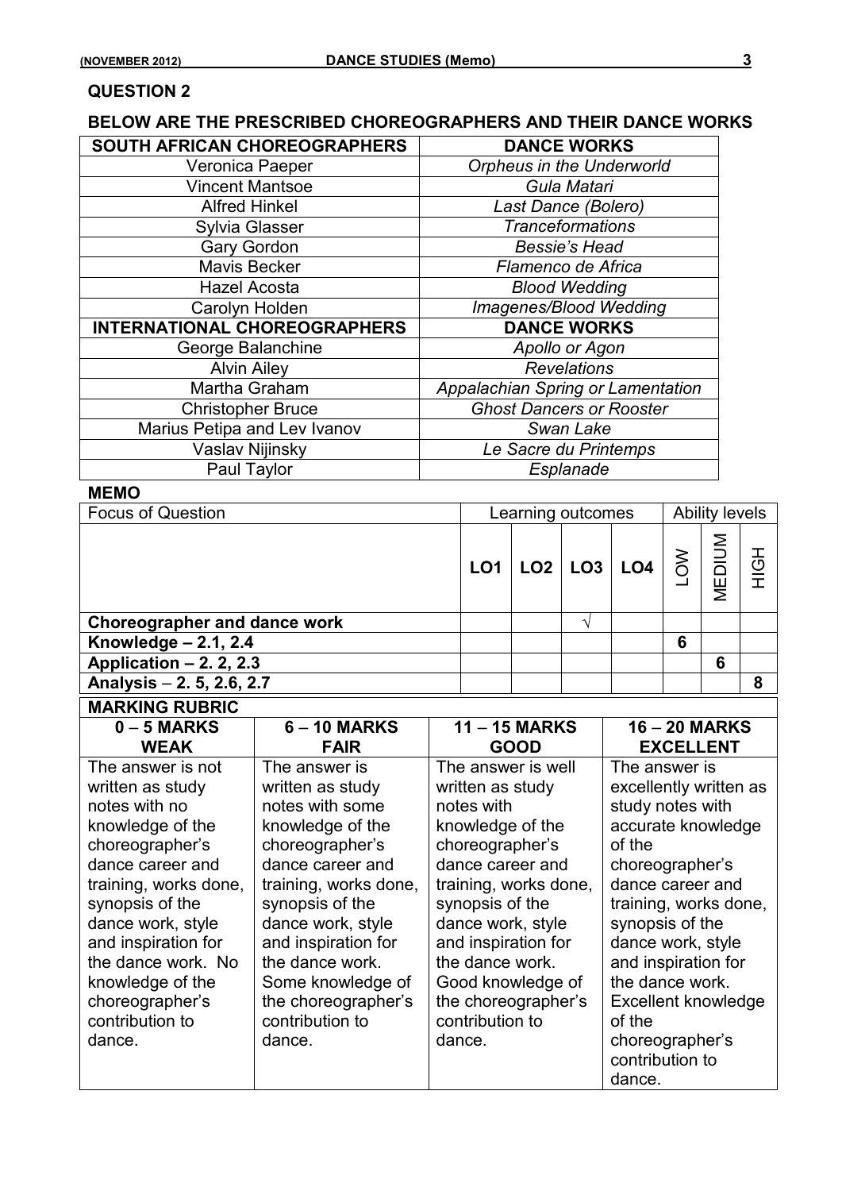## QUESTION 2

### BELOW ARE THE PRESCRIBED CHOREOGRAPHERS AND THEIR DANCE WORKS

| SOUTH AFRICAN CHOREOGRAPHERS | DANCE WORKS |
|---|---|
| Veronica Paeper | *Orpheus in the Underworld* |
| Vincent Mantsoe | *Gula Matari* |
| Alfred Hinkel | *Last Dance (Bolero)* |
| Sylvia Glasser | *Tranceformations* |
| Gary Gordon | *Bessie's Head* |
| Mavis Becker | *Flamenco de Africa* |
| Hazel Acosta | *Blood Wedding* |
| Carolyn Holden | *Imagenes/Blood Wedding* |
| **INTERNATIONAL CHOREOGRAPHERS** | **DANCE WORKS** |
| George Balanchine | *Apollo or Agon* |
| Alvin Ailey | *Revelations* |
| Martha Graham | *Appalachian Spring or Lamentation* |
| Christopher Bruce | *Ghost Dancers or Rooster* |
| Marius Petipa and Lev Ivanov | *Swan Lake* |
| Vaslav Nijinsky | *Le Sacre du Printemps* |
| Paul Taylor | *Esplanade* |

**MEMO**

| Focus of Question | Learning outcomes | | | | Ability levels | | |
|---|---|---|---|---|---|---|---|
| | LO1 | LO2 | LO3 | LO4 | LOW | MEDIUM | HIGH |
| **Choreographer and dance work** | | | √ | | | | |
| **Knowledge – 2.1, 2.4** | | | | | 6 | | |
| **Application – 2. 2, 2.3** | | | | | | 6 | |
| **Analysis – 2. 5, 2.6, 2.7** | | | | | | | 8 |

**MARKING RUBRIC**

| 0 – 5 MARKS WEAK | 6 – 10 MARKS FAIR | 11 – 15 MARKS GOOD | 16 – 20 MARKS EXCELLENT |
|---|---|---|---|
| The answer is not written as study notes with no knowledge of the choreographer's dance career and training, works done, synopsis of the dance work, style and inspiration for the dance work. No knowledge of the choreographer's contribution to dance. | The answer is written as study notes with some knowledge of the choreographer's dance career and training, works done, synopsis of the dance work, style and inspiration for the dance work. Some knowledge of the choreographer's contribution to dance. | The answer is well written as study notes with knowledge of the choreographer's dance career and training, works done, synopsis of the dance work, style and inspiration for the dance work. Good knowledge of the choreographer's contribution to dance. | The answer is excellently written as study notes with accurate knowledge of the choreographer's dance career and training, works done, synopsis of the dance work, style and inspiration for the dance work. Excellent knowledge of the choreographer's contribution to dance. |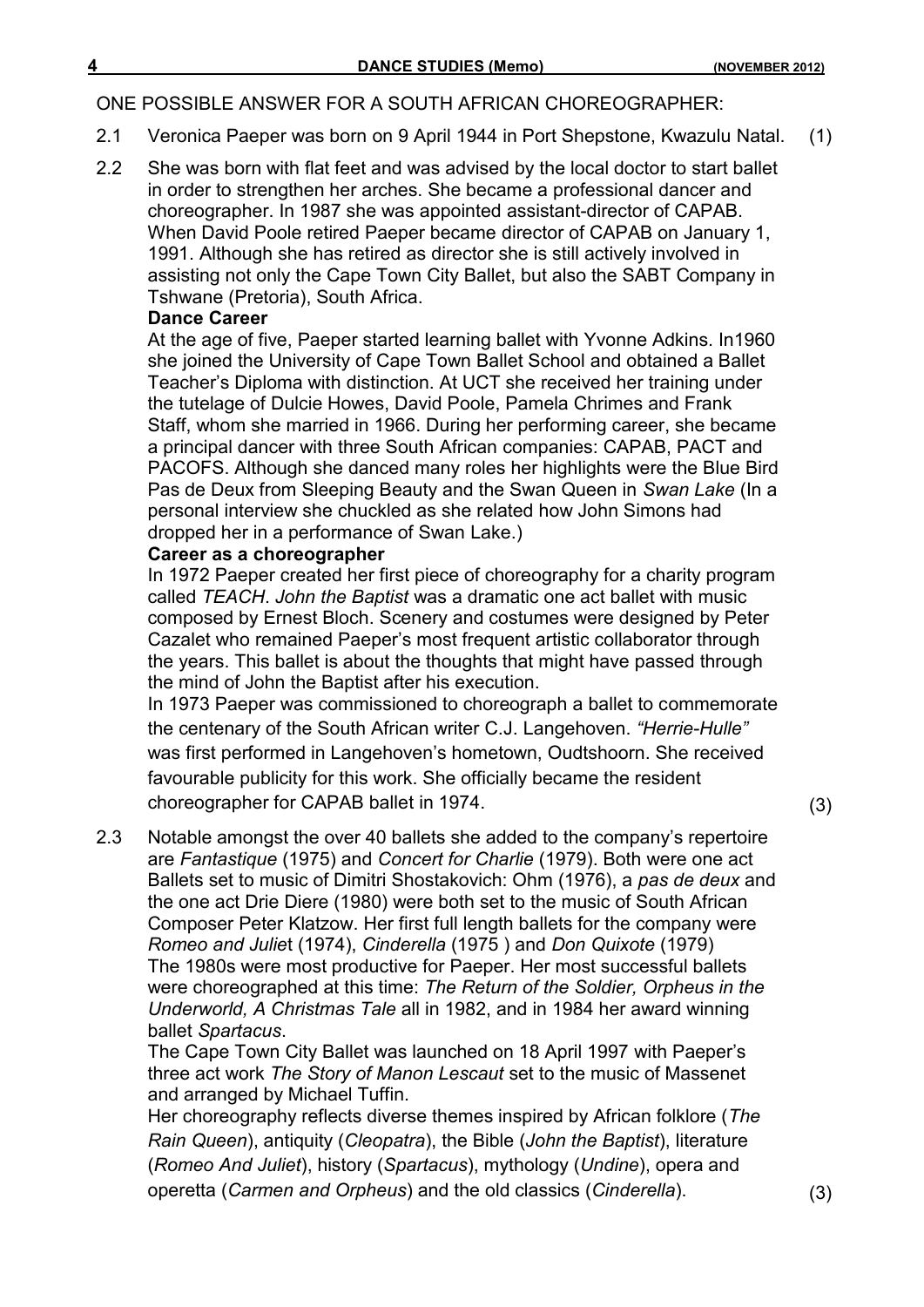ONE POSSIBLE ANSWER FOR A SOUTH AFRICAN CHOREOGRAPHER:

2.1 Veronica Paeper was born on 9 April 1944 in Port Shepstone, Kwazulu Natal. (1)

2.2 She was born with flat feet and was advised by the local doctor to start ballet in order to strengthen her arches. She became a professional dancer and choreographer. In 1987 she was appointed assistant-director of CAPAB. When David Poole retired Paeper became director of CAPAB on January 1, 1991. Although she has retired as director she is still actively involved in assisting not only the Cape Town City Ballet, but also the SABT Company in Tshwane (Pretoria), South Africa.

**Dance Career**

At the age of five, Paeper started learning ballet with Yvonne Adkins. In1960 she joined the University of Cape Town Ballet School and obtained a Ballet Teacher's Diploma with distinction. At UCT she received her training under the tutelage of Dulcie Howes, David Poole, Pamela Chrimes and Frank Staff, whom she married in 1966. During her performing career, she became a principal dancer with three South African companies: CAPAB, PACT and PACOFS. Although she danced many roles her highlights were the Blue Bird Pas de Deux from Sleeping Beauty and the Swan Queen in *Swan Lake* (In a personal interview she chuckled as she related how John Simons had dropped her in a performance of Swan Lake.)

**Career as a choreographer**

In 1972 Paeper created her first piece of choreography for a charity program called *TEACH*. *John the Baptist* was a dramatic one act ballet with music composed by Ernest Bloch. Scenery and costumes were designed by Peter Cazalet who remained Paeper's most frequent artistic collaborator through the years. This ballet is about the thoughts that might have passed through the mind of John the Baptist after his execution.

In 1973 Paeper was commissioned to choreograph a ballet to commemorate the centenary of the South African writer C.J. Langehoven. *"Herrie-Hulle"* was first performed in Langehoven's hometown, Oudtshoorn. She received favourable publicity for this work. She officially became the resident choreographer for CAPAB ballet in 1974. (3)

2.3 Notable amongst the over 40 ballets she added to the company's repertoire are *Fantastique* (1975) and *Concert for Charlie* (1979). Both were one act Ballets set to music of Dimitri Shostakovich: Ohm (1976), a *pas de deux* and the one act Drie Diere (1980) were both set to the music of South African Composer Peter Klatzow. Her first full length ballets for the company were *Romeo and Juliet* (1974), *Cinderella* (1975 ) and *Don Quixote* (1979)

The 1980s were most productive for Paeper. Her most successful ballets were choreographed at this time: *The Return of the Soldier, Orpheus in the Underworld, A Christmas Tale* all in 1982, and in 1984 her award winning ballet *Spartacus*.

The Cape Town City Ballet was launched on 18 April 1997 with Paeper's three act work *The Story of Manon Lescaut* set to the music of Massenet and arranged by Michael Tuffin.

Her choreography reflects diverse themes inspired by African folklore (*The Rain Queen*), antiquity (*Cleopatra*), the Bible (*John the Baptist*), literature (*Romeo And Juliet*), history (*Spartacus*), mythology (*Undine*), opera and operetta (*Carmen and Orpheus*) and the old classics (*Cinderella*). (3)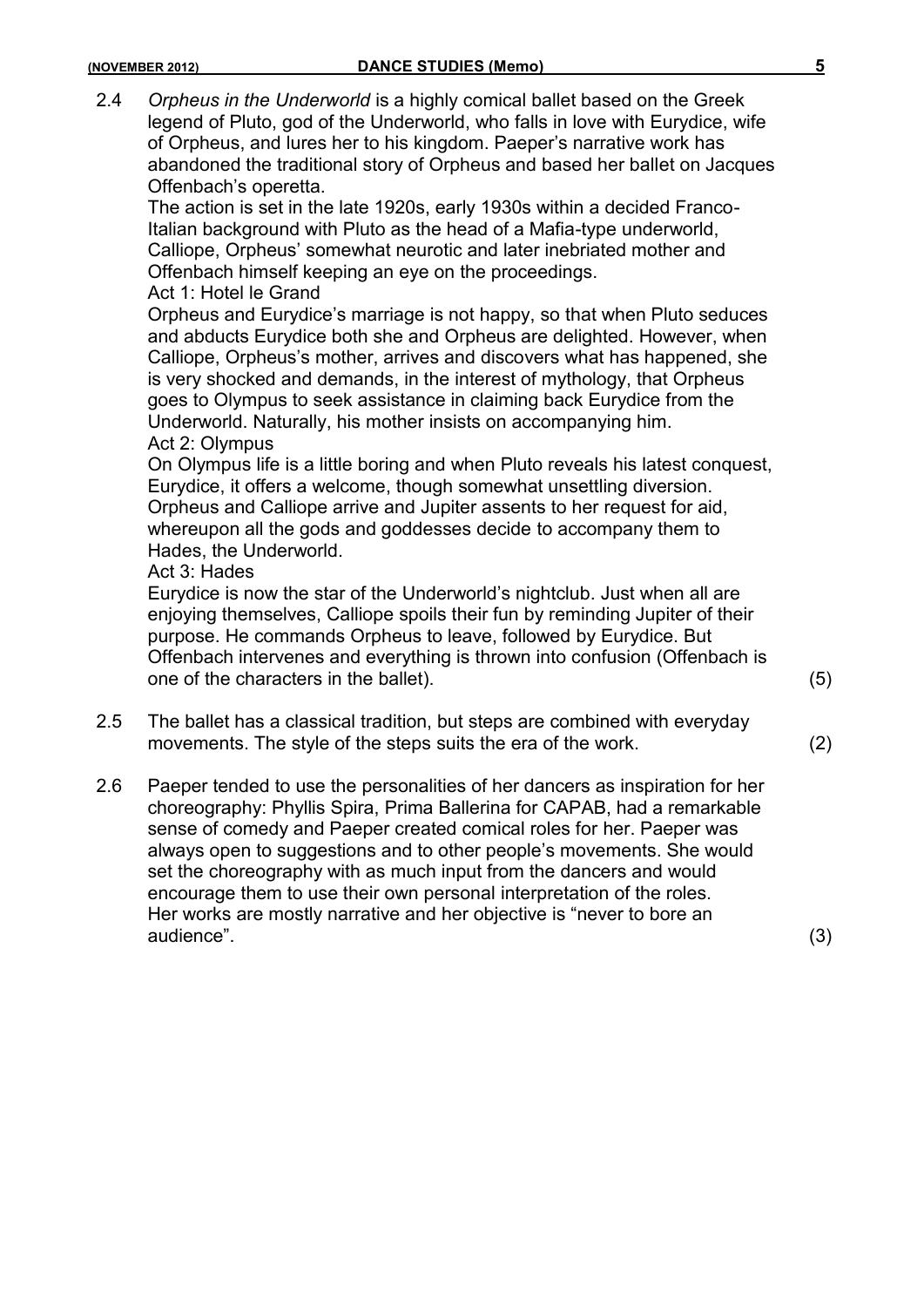2.4 *Orpheus in the Underworld* is a highly comical ballet based on the Greek legend of Pluto, god of the Underworld, who falls in love with Eurydice, wife of Orpheus, and lures her to his kingdom. Paeper's narrative work has abandoned the traditional story of Orpheus and based her ballet on Jacques Offenbach's operetta.

The action is set in the late 1920s, early 1930s within a decided Franco-Italian background with Pluto as the head of a Mafia-type underworld, Calliope, Orpheus' somewhat neurotic and later inebriated mother and Offenbach himself keeping an eye on the proceedings.

Act 1: Hotel le Grand

Orpheus and Eurydice's marriage is not happy, so that when Pluto seduces and abducts Eurydice both she and Orpheus are delighted. However, when Calliope, Orpheus's mother, arrives and discovers what has happened, she is very shocked and demands, in the interest of mythology, that Orpheus goes to Olympus to seek assistance in claiming back Eurydice from the Underworld. Naturally, his mother insists on accompanying him.

Act 2: Olympus

On Olympus life is a little boring and when Pluto reveals his latest conquest, Eurydice, it offers a welcome, though somewhat unsettling diversion. Orpheus and Calliope arrive and Jupiter assents to her request for aid, whereupon all the gods and goddesses decide to accompany them to Hades, the Underworld.

Act 3: Hades

Eurydice is now the star of the Underworld's nightclub. Just when all are enjoying themselves, Calliope spoils their fun by reminding Jupiter of their purpose. He commands Orpheus to leave, followed by Eurydice. But Offenbach intervenes and everything is thrown into confusion (Offenbach is one of the characters in the ballet). (5)

2.5 The ballet has a classical tradition, but steps are combined with everyday movements. The style of the steps suits the era of the work. (2)

2.6 Paeper tended to use the personalities of her dancers as inspiration for her choreography: Phyllis Spira, Prima Ballerina for CAPAB, had a remarkable sense of comedy and Paeper created comical roles for her. Paeper was always open to suggestions and to other people's movements. She would set the choreography with as much input from the dancers and would encourage them to use their own personal interpretation of the roles. Her works are mostly narrative and her objective is "never to bore an audience". (3)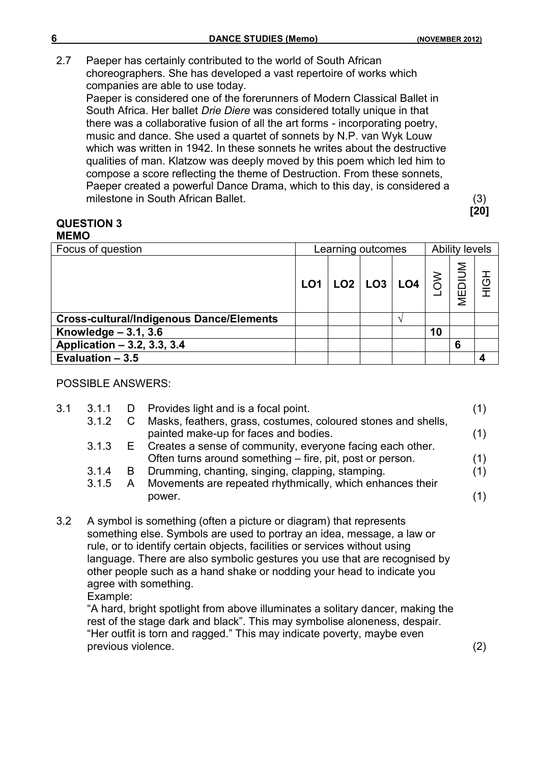2.7 Paeper has certainly contributed to the world of South African choreographers. She has developed a vast repertoire of works which companies are able to use today.
Paeper is considered one of the forerunners of Modern Classical Ballet in South Africa. Her ballet *Drie Diere* was considered totally unique in that there was a collaborative fusion of all the art forms - incorporating poetry, music and dance. She used a quartet of sonnets by N.P. van Wyk Louw which was written in 1942. In these sonnets he writes about the destructive qualities of man. Klatzow was deeply moved by this poem which led him to compose a score reflecting the theme of Destruction. From these sonnets, Paeper created a powerful Dance Drama, which to this day, is considered a milestone in South African Ballet. (3)

**[20]**

**QUESTION 3**
**MEMO**

| Focus of question | Learning outcomes | | | | Ability levels | | |
|---|---|---|---|---|---|---|---|
| | **LO1** | **LO2** | **LO3** | **LO4** | LOW | MEDIUM | HIGH |
| **Cross-cultural/Indigenous Dance/Elements** | | | | √ | | | |
| **Knowledge – 3.1, 3.6** | | | | | **10** | | |
| **Application – 3.2, 3.3, 3.4** | | | | | | **6** | |
| **Evaluation – 3.5** | | | | | | | **4** |

POSSIBLE ANSWERS:

3.1
- 3.1.1 D Provides light and is a focal point. (1)
- 3.1.2 C Masks, feathers, grass, costumes, coloured stones and shells, painted make-up for faces and bodies. (1)
- 3.1.3 E Creates a sense of community, everyone facing each other. Often turns around something – fire, pit, post or person. (1)
- 3.1.4 B Drumming, chanting, singing, clapping, stamping. (1)
- 3.1.5 A Movements are repeated rhythmically, which enhances their power. (1)

3.2 A symbol is something (often a picture or diagram) that represents something else. Symbols are used to portray an idea, message, a law or rule, or to identify certain objects, facilities or services without using language. There are also symbolic gestures you use that are recognised by other people such as a hand shake or nodding your head to indicate you agree with something.
Example:
"A hard, bright spotlight from above illuminates a solitary dancer, making the rest of the stage dark and black". This may symbolise aloneness, despair.
"Her outfit is torn and ragged." This may indicate poverty, maybe even previous violence. (2)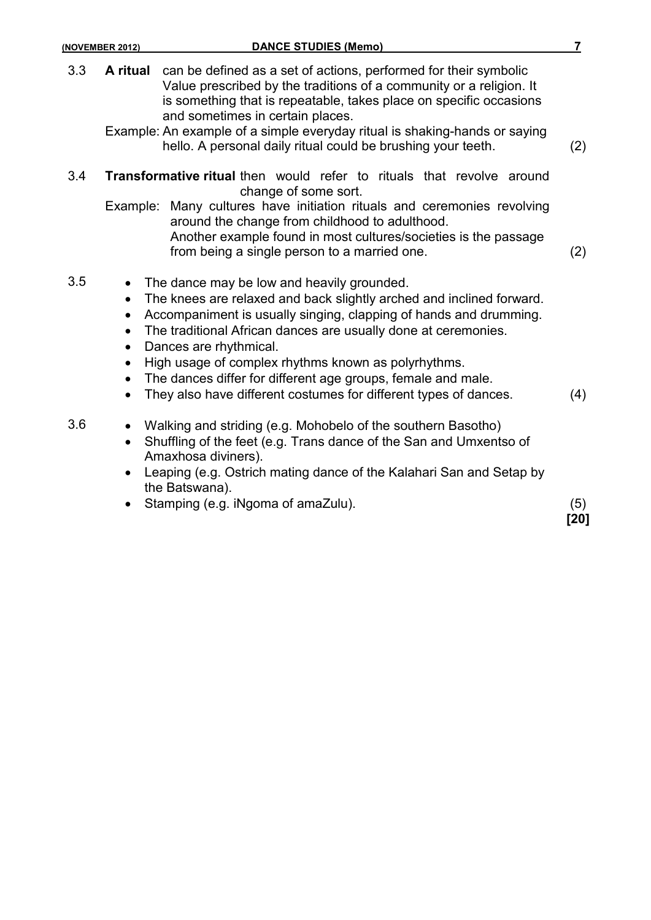3.3 **A ritual** can be defined as a set of actions, performed for their symbolic Value prescribed by the traditions of a community or a religion. It is something that is repeatable, takes place on specific occasions and sometimes in certain places.

Example: An example of a simple everyday ritual is shaking-hands or saying hello. A personal daily ritual could be brushing your teeth. (2)

3.4 **Transformative ritual** then would refer to rituals that revolve around change of some sort.

Example: Many cultures have initiation rituals and ceremonies revolving around the change from childhood to adulthood.
Another example found in most cultures/societies is the passage from being a single person to a married one. (2)

3.5

- The dance may be low and heavily grounded.
- The knees are relaxed and back slightly arched and inclined forward.
- Accompaniment is usually singing, clapping of hands and drumming.
- The traditional African dances are usually done at ceremonies.
- Dances are rhythmical.
- High usage of complex rhythms known as polyrhythms.
- The dances differ for different age groups, female and male.
- They also have different costumes for different types of dances. (4)

3.6

- Walking and striding (e.g. Mohobelo of the southern Basotho)
- Shuffling of the feet (e.g. Trans dance of the San and Umxentso of Amaxhosa diviners).
- Leaping (e.g. Ostrich mating dance of the Kalahari San and Setap by the Batswana).
- Stamping (e.g. iNgoma of amaZulu). (5)

**[20]**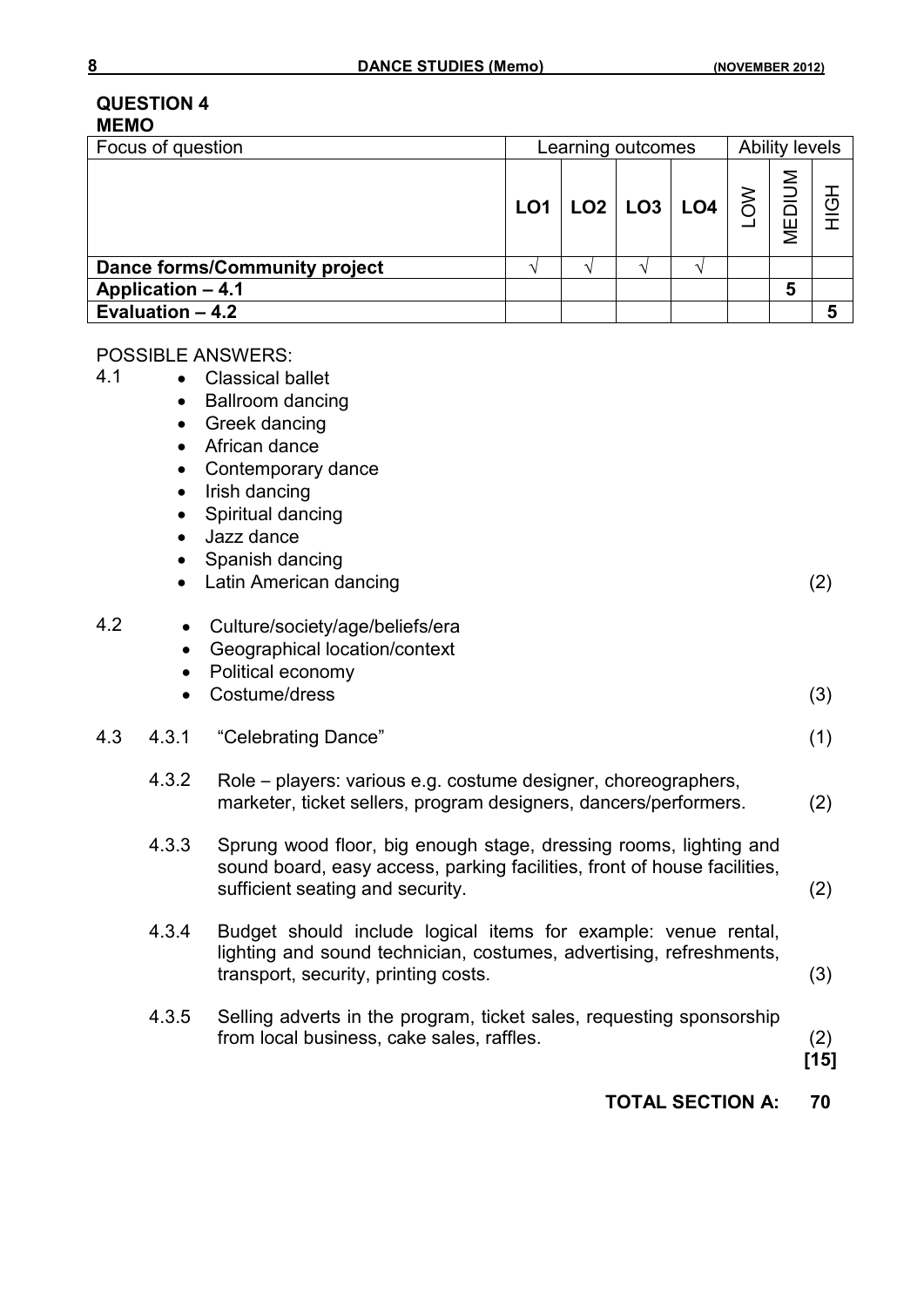## QUESTION 4

**MEMO**

| Focus of question | Learning outcomes | | | | Ability levels | | |
|---|---|---|---|---|---|---|---|
| | **LO1** | **LO2** | **LO3** | **LO4** | LOW | MEDIUM | HIGH |
| **Dance forms/Community project** | √ | √ | √ | √ | | | |
| **Application – 4.1** | | | | | | **5** | |
| **Evaluation – 4.2** | | | | | | | **5** |

POSSIBLE ANSWERS:

4.1
- Classical ballet
- Ballroom dancing
- Greek dancing
- African dance
- Contemporary dance
- Irish dancing
- Spiritual dancing
- Jazz dance
- Spanish dancing
- Latin American dancing (2)

4.2
- Culture/society/age/beliefs/era
- Geographical location/context
- Political economy
- Costume/dress (3)

4.3

4.3.1 "Celebrating Dance" (1)

4.3.2 Role – players: various e.g. costume designer, choreographers, marketer, ticket sellers, program designers, dancers/performers. (2)

4.3.3 Sprung wood floor, big enough stage, dressing rooms, lighting and sound board, easy access, parking facilities, front of house facilities, sufficient seating and security. (2)

4.3.4 Budget should include logical items for example: venue rental, lighting and sound technician, costumes, advertising, refreshments, transport, security, printing costs. (3)

4.3.5 Selling adverts in the program, ticket sales, requesting sponsorship from local business, cake sales, raffles. (2)

**[15]**

**TOTAL SECTION A: 70**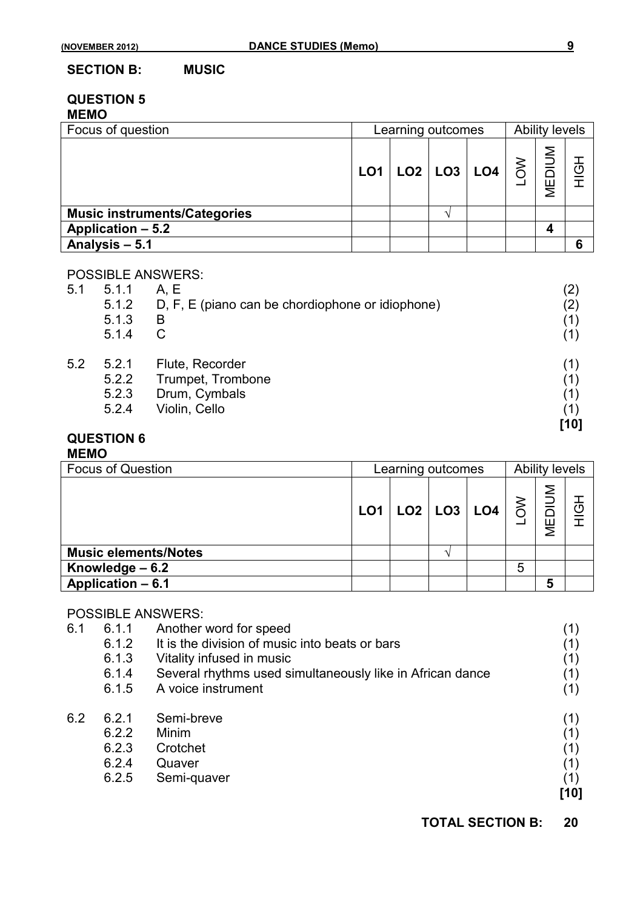## SECTION B: MUSIC

### QUESTION 5

**MEMO**

| Focus of question | Learning outcomes | | | | Ability levels | | |
|---|---|---|---|---|---|---|---|
| | LO1 | LO2 | LO3 | LO4 | LOW | MEDIUM | HIGH |
| **Music instruments/Categories** | | | √ | | | | |
| **Application – 5.2** | | | | | | 4 | |
| **Analysis – 5.1** | | | | | | | 6 |

POSSIBLE ANSWERS:

| | | | |
|---|---|---|---|
| 5.1 | 5.1.1 | A, E | (2) |
| | 5.1.2 | D, F, E (piano can be chordiophone or idiophone) | (2) |
| | 5.1.3 | B | (1) |
| | 5.1.4 | C | (1) |
| 5.2 | 5.2.1 | Flute, Recorder | (1) |
| | 5.2.2 | Trumpet, Trombone | (1) |
| | 5.2.3 | Drum, Cymbals | (1) |
| | 5.2.4 | Violin, Cello | (1) |
| | | | **[10]** |

### QUESTION 6

**MEMO**

| Focus of Question | Learning outcomes | | | | Ability levels | | |
|---|---|---|---|---|---|---|---|
| | LO1 | LO2 | LO3 | LO4 | LOW | MEDIUM | HIGH |
| **Music elements/Notes** | | | √ | | | | |
| **Knowledge – 6.2** | | | | | 5 | | |
| **Application – 6.1** | | | | | | 5 | |

POSSIBLE ANSWERS:

| | | | |
|---|---|---|---|
| 6.1 | 6.1.1 | Another word for speed | (1) |
| | 6.1.2 | It is the division of music into beats or bars | (1) |
| | 6.1.3 | Vitality infused in music | (1) |
| | 6.1.4 | Several rhythms used simultaneously like in African dance | (1) |
| | 6.1.5 | A voice instrument | (1) |
| 6.2 | 6.2.1 | Semi-breve | (1) |
| | 6.2.2 | Minim | (1) |
| | 6.2.3 | Crotchet | (1) |
| | 6.2.4 | Quaver | (1) |
| | 6.2.5 | Semi-quaver | (1) |
| | | | **[10]** |

**TOTAL SECTION B: 20**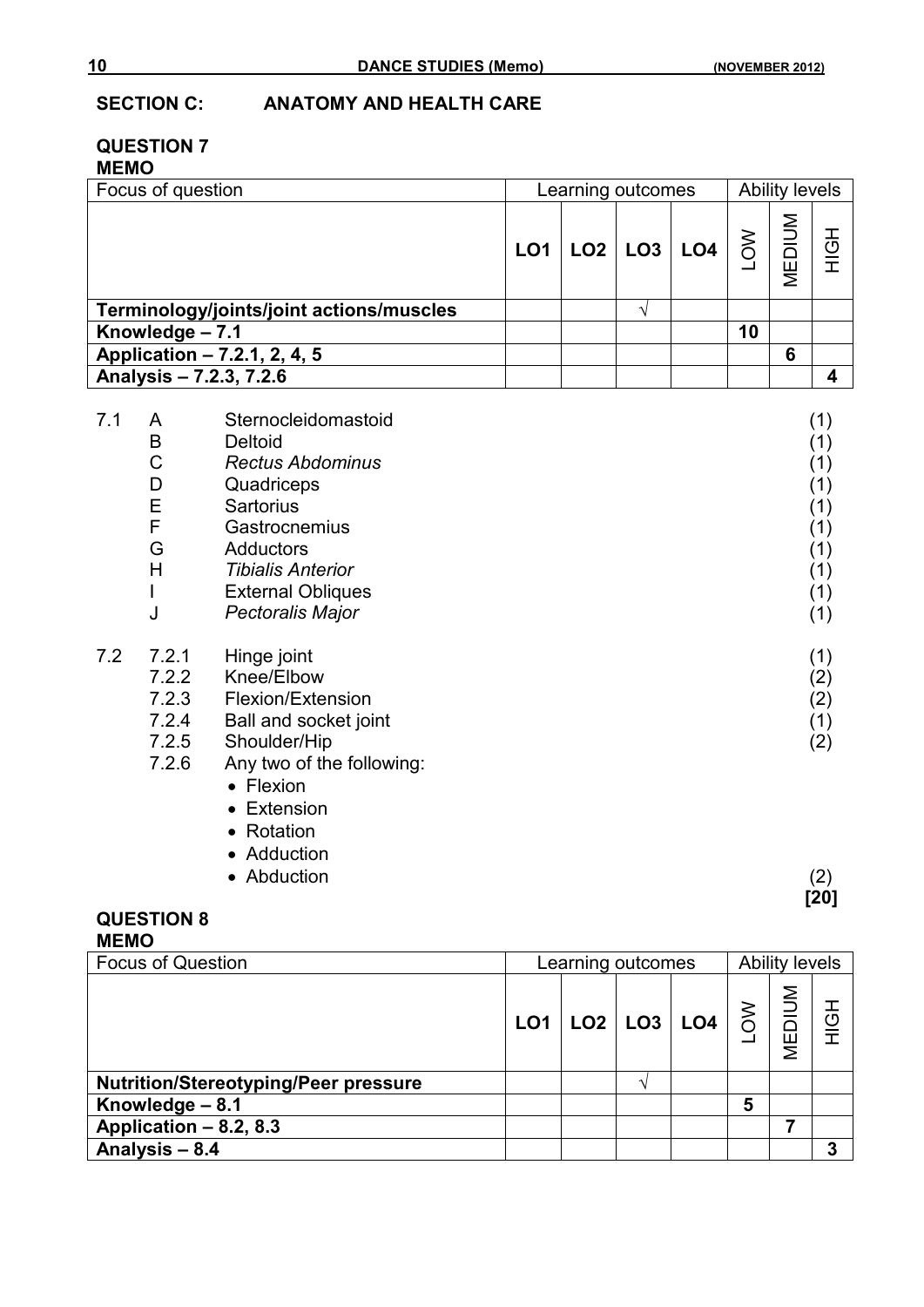## SECTION C: ANATOMY AND HEALTH CARE

### QUESTION 7

**MEMO**

| Focus of question | Learning outcomes | | | | Ability levels | | |
|---|---|---|---|---|---|---|---|
| | **LO1** | **LO2** | **LO3** | **LO4** | LOW | MEDIUM | HIGH |
| **Terminology/joints/joint actions/muscles** | | | √ | | | | |
| **Knowledge – 7.1** | | | | | **10** | | |
| **Application – 7.2.1, 2, 4, 5** | | | | | | **6** | |
| **Analysis – 7.2.3, 7.2.6** | | | | | | | **4** |

7.1 
- A Sternocleidomastoid (1)
- B Deltoid (1)
- C *Rectus Abdominus* (1)
- D Quadriceps (1)
- E Sartorius (1)
- F Gastrocnemius (1)
- G Adductors (1)
- H *Tibialis Anterior* (1)
- I External Obliques (1)
- J *Pectoralis Major* (1)

7.2 
- 7.2.1 Hinge joint (1)
- 7.2.2 Knee/Elbow (2)
- 7.2.3 Flexion/Extension (2)
- 7.2.4 Ball and socket joint (1)
- 7.2.5 Shoulder/Hip (2)
- 7.2.6 Any two of the following:
  - Flexion
  - Extension
  - Rotation
  - Adduction
  - Abduction (2)

**[20]**

### QUESTION 8

**MEMO**

| Focus of Question | Learning outcomes | | | | Ability levels | | |
|---|---|---|---|---|---|---|---|
| | **LO1** | **LO2** | **LO3** | **LO4** | LOW | MEDIUM | HIGH |
| **Nutrition/Stereotyping/Peer pressure** | | | √ | | | | |
| **Knowledge – 8.1** | | | | | **5** | | |
| **Application – 8.2, 8.3** | | | | | | **7** | |
| **Analysis – 8.4** | | | | | | | **3** |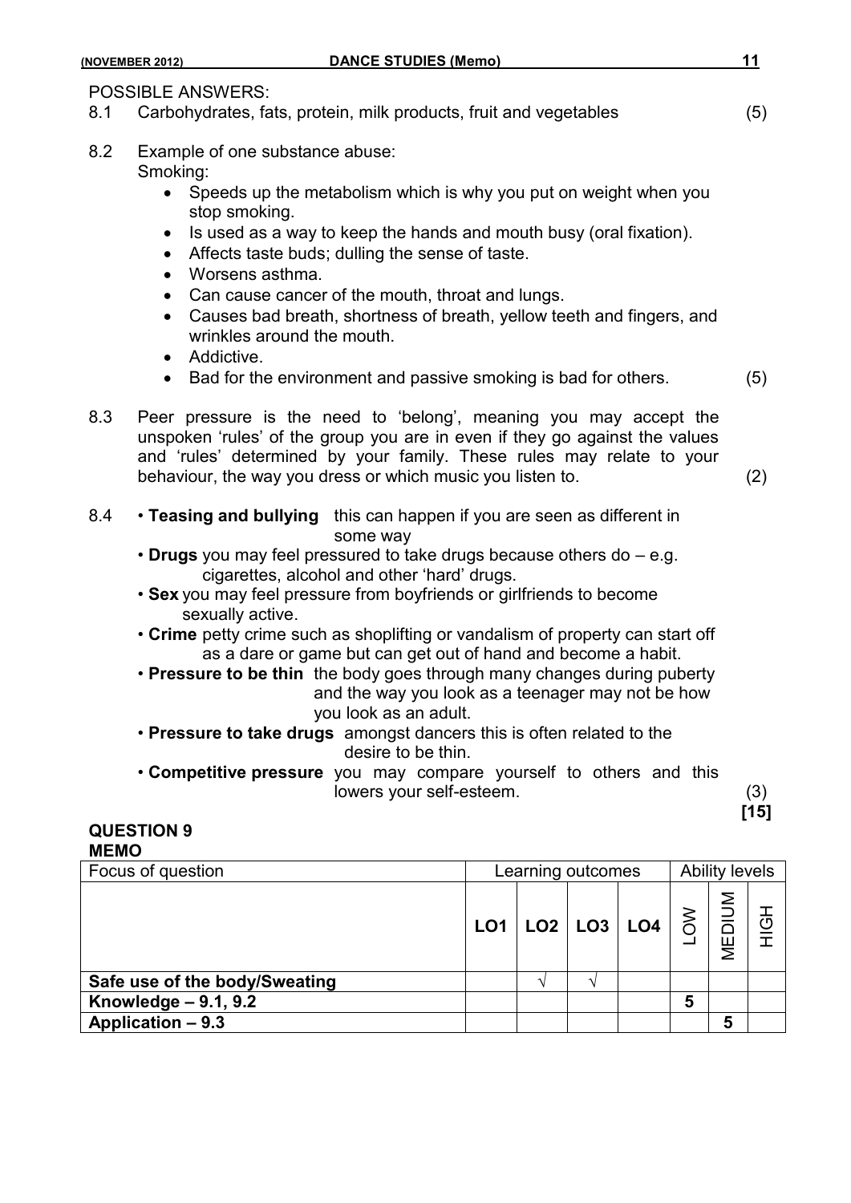POSSIBLE ANSWERS:

8.1 Carbohydrates, fats, protein, milk products, fruit and vegetables (5)

8.2 Example of one substance abuse:
Smoking:

- Speeds up the metabolism which is why you put on weight when you stop smoking.
- Is used as a way to keep the hands and mouth busy (oral fixation).
- Affects taste buds; dulling the sense of taste.
- Worsens asthma.
- Can cause cancer of the mouth, throat and lungs.
- Causes bad breath, shortness of breath, yellow teeth and fingers, and wrinkles around the mouth.
- Addictive.
- Bad for the environment and passive smoking is bad for others. (5)

8.3 Peer pressure is the need to 'belong', meaning you may accept the unspoken 'rules' of the group you are in even if they go against the values and 'rules' determined by your family. These rules may relate to your behaviour, the way you dress or which music you listen to. (2)

8.4
- **Teasing and bullying** this can happen if you are seen as different in some way
- **Drugs** you may feel pressured to take drugs because others do – e.g. cigarettes, alcohol and other 'hard' drugs.
- **Sex** you may feel pressure from boyfriends or girlfriends to become sexually active.
- **Crime** petty crime such as shoplifting or vandalism of property can start off as a dare or game but can get out of hand and become a habit.
- **Pressure to be thin** the body goes through many changes during puberty and the way you look as a teenager may not be how you look as an adult.
- **Pressure to take drugs** amongst dancers this is often related to the desire to be thin.
- **Competitive pressure** you may compare yourself to others and this lowers your self-esteem. (3)

**[15]**

## QUESTION 9

**MEMO**

| Focus of question | Learning outcomes | | | | Ability levels | | |
|---|---|---|---|---|---|---|---|
| | **LO1** | **LO2** | **LO3** | **LO4** | LOW | MEDIUM | HIGH |
| **Safe use of the body/Sweating** | | √ | √ | | | | |
| **Knowledge – 9.1, 9.2** | | | | | **5** | | |
| **Application – 9.3** | | | | | | **5** | |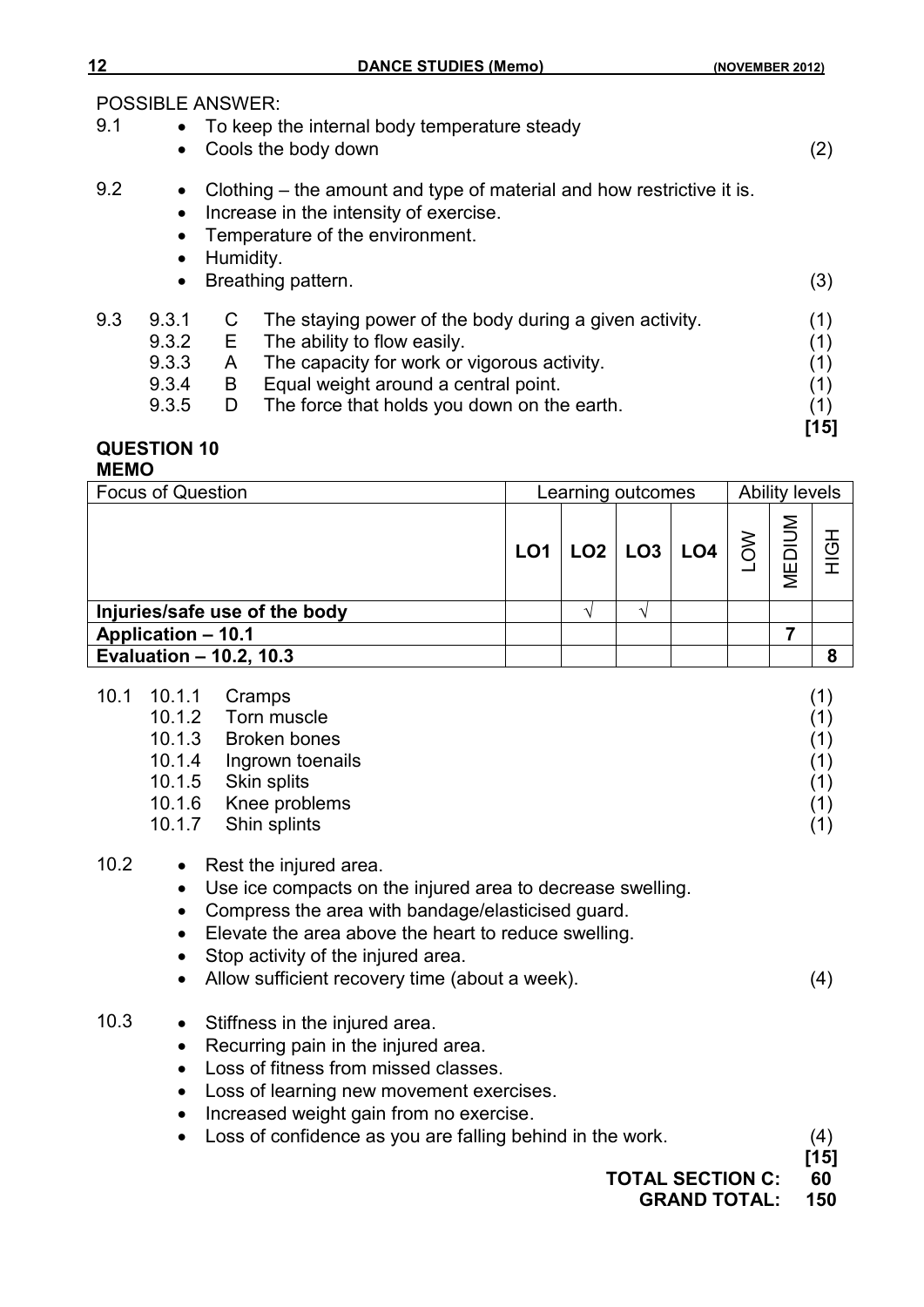POSSIBLE ANSWER:

9.1
- To keep the internal body temperature steady
- Cools the body down (2)

9.2
- Clothing – the amount and type of material and how restrictive it is.
- Increase in the intensity of exercise.
- Temperature of the environment.
- Humidity.
- Breathing pattern. (3)

9.3
- 9.3.1 C The staying power of the body during a given activity. (1)
- 9.3.2 E The ability to flow easily. (1)
- 9.3.3 A The capacity for work or vigorous activity. (1)
- 9.3.4 B Equal weight around a central point. (1)
- 9.3.5 D The force that holds you down on the earth. (1)

**[15]**

**QUESTION 10**

**MEMO**

| Focus of Question | Learning outcomes | | | | Ability levels | | |
|---|---|---|---|---|---|---|---|
| | **LO1** | **LO2** | **LO3** | **LO4** | LOW | MEDIUM | HIGH |
| **Injuries/safe use of the body** | | √ | √ | | | | |
| **Application – 10.1** | | | | | | **7** | |
| **Evaluation – 10.2, 10.3** | | | | | | | **8** |

10.1
- 10.1.1 Cramps (1)
- 10.1.2 Torn muscle (1)
- 10.1.3 Broken bones (1)
- 10.1.4 Ingrown toenails (1)
- 10.1.5 Skin splits (1)
- 10.1.6 Knee problems (1)
- 10.1.7 Shin splints (1)

10.2
- Rest the injured area.
- Use ice compacts on the injured area to decrease swelling.
- Compress the area with bandage/elasticised guard.
- Elevate the area above the heart to reduce swelling.
- Stop activity of the injured area.
- Allow sufficient recovery time (about a week). (4)

10.3
- Stiffness in the injured area.
- Recurring pain in the injured area.
- Loss of fitness from missed classes.
- Loss of learning new movement exercises.
- Increased weight gain from no exercise.
- Loss of confidence as you are falling behind in the work. (4)

**[15]**

**TOTAL SECTION C: 60**

**GRAND TOTAL: 150**